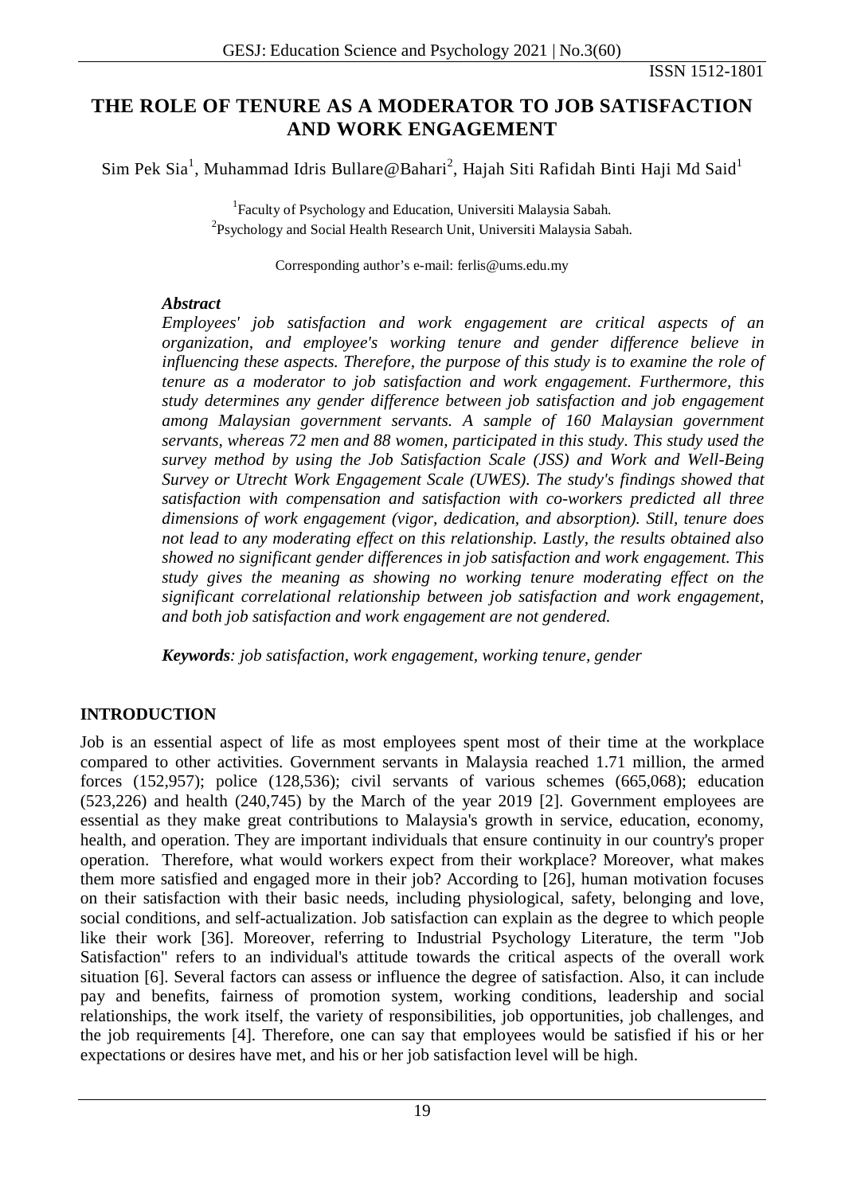# THE ROLE OF TENURE AS A MODERATOR TO JOB SATISFACTION AND WORK ENGAGEMENT

Sim Pek Sia[1], Muhammad Idris Bullare@Bahari[2], Hajah Siti Rafidah Binti Haji Md Said[1]

[1]Faculty of Psychology and Education, Universiti Malaysia Sabah.
[2]Psychology and Social Health Research Unit, Universiti Malaysia Sabah.

Corresponding author's e-mail: ferlis@ums.edu.my

***Abstract***

*Employees' job satisfaction and work engagement are critical aspects of an organization, and employee's working tenure and gender difference believe in influencing these aspects. Therefore, the purpose of this study is to examine the role of tenure as a moderator to job satisfaction and work engagement. Furthermore, this study determines any gender difference between job satisfaction and job engagement among Malaysian government servants. A sample of 160 Malaysian government servants, whereas 72 men and 88 women, participated in this study. This study used the survey method by using the Job Satisfaction Scale (JSS) and Work and Well-Being Survey or Utrecht Work Engagement Scale (UWES). The study's findings showed that satisfaction with compensation and satisfaction with co-workers predicted all three dimensions of work engagement (vigor, dedication, and absorption). Still, tenure does not lead to any moderating effect on this relationship. Lastly, the results obtained also showed no significant gender differences in job satisfaction and work engagement. This study gives the meaning as showing no working tenure moderating effect on the significant correlational relationship between job satisfaction and work engagement, and both job satisfaction and work engagement are not gendered.*

***Keywords**: job satisfaction, work engagement, working tenure, gender*

## INTRODUCTION

Job is an essential aspect of life as most employees spent most of their time at the workplace compared to other activities. Government servants in Malaysia reached 1.71 million, the armed forces (152,957); police (128,536); civil servants of various schemes (665,068); education (523,226) and health (240,745) by the March of the year 2019 [2]. Government employees are essential as they make great contributions to Malaysia's growth in service, education, economy, health, and operation. They are important individuals that ensure continuity in our country's proper operation. Therefore, what would workers expect from their workplace? Moreover, what makes them more satisfied and engaged more in their job? According to [26], human motivation focuses on their satisfaction with their basic needs, including physiological, safety, belonging and love, social conditions, and self-actualization. Job satisfaction can explain as the degree to which people like their work [36]. Moreover, referring to Industrial Psychology Literature, the term "Job Satisfaction" refers to an individual's attitude towards the critical aspects of the overall work situation [6]. Several factors can assess or influence the degree of satisfaction. Also, it can include pay and benefits, fairness of promotion system, working conditions, leadership and social relationships, the work itself, the variety of responsibilities, job opportunities, job challenges, and the job requirements [4]. Therefore, one can say that employees would be satisfied if his or her expectations or desires have met, and his or her job satisfaction level will be high.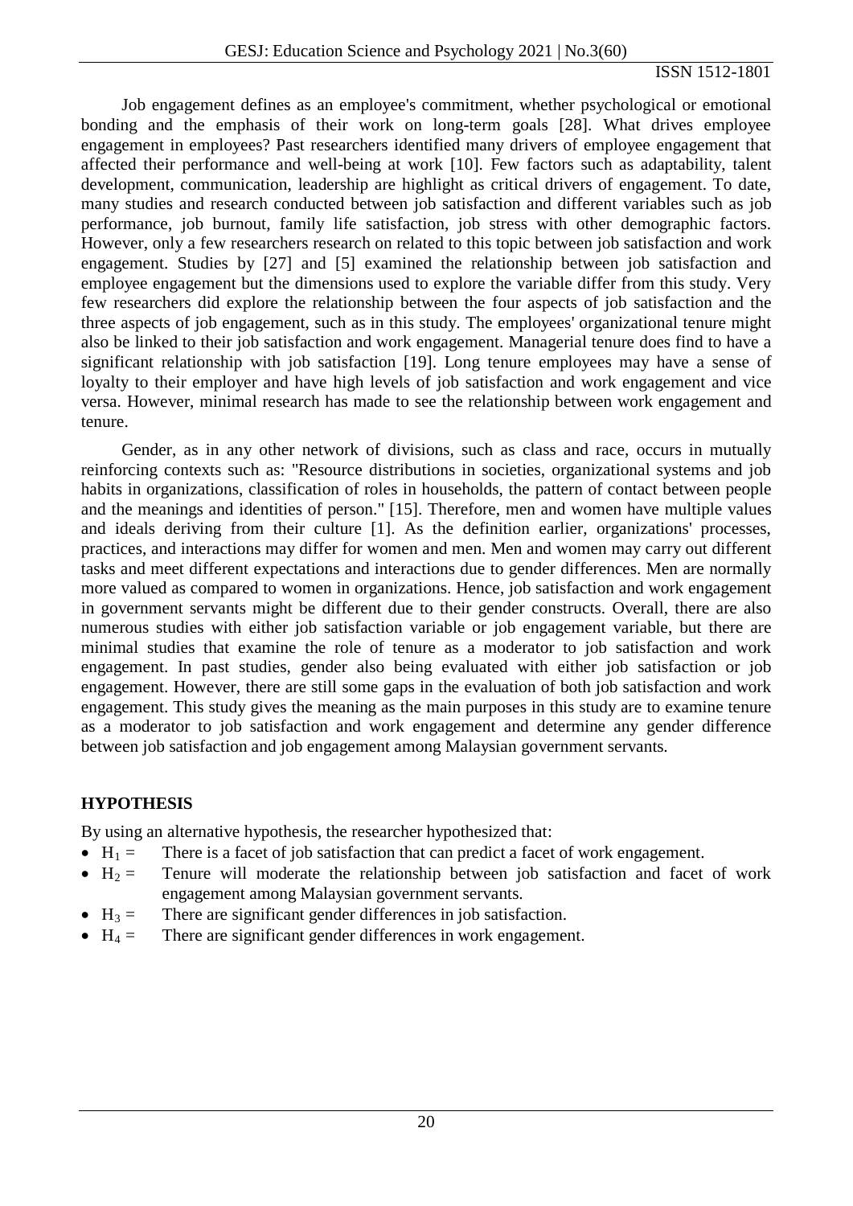Job engagement defines as an employee's commitment, whether psychological or emotional bonding and the emphasis of their work on long-term goals [28]. What drives employee engagement in employees? Past researchers identified many drivers of employee engagement that affected their performance and well-being at work [10]. Few factors such as adaptability, talent development, communication, leadership are highlight as critical drivers of engagement. To date, many studies and research conducted between job satisfaction and different variables such as job performance, job burnout, family life satisfaction, job stress with other demographic factors. However, only a few researchers research on related to this topic between job satisfaction and work engagement. Studies by [27] and [5] examined the relationship between job satisfaction and employee engagement but the dimensions used to explore the variable differ from this study. Very few researchers did explore the relationship between the four aspects of job satisfaction and the three aspects of job engagement, such as in this study. The employees' organizational tenure might also be linked to their job satisfaction and work engagement. Managerial tenure does find to have a significant relationship with job satisfaction [19]. Long tenure employees may have a sense of loyalty to their employer and have high levels of job satisfaction and work engagement and vice versa. However, minimal research has made to see the relationship between work engagement and tenure.

Gender, as in any other network of divisions, such as class and race, occurs in mutually reinforcing contexts such as: "Resource distributions in societies, organizational systems and job habits in organizations, classification of roles in households, the pattern of contact between people and the meanings and identities of person." [15]. Therefore, men and women have multiple values and ideals deriving from their culture [1]. As the definition earlier, organizations' processes, practices, and interactions may differ for women and men. Men and women may carry out different tasks and meet different expectations and interactions due to gender differences. Men are normally more valued as compared to women in organizations. Hence, job satisfaction and work engagement in government servants might be different due to their gender constructs. Overall, there are also numerous studies with either job satisfaction variable or job engagement variable, but there are minimal studies that examine the role of tenure as a moderator to job satisfaction and work engagement. In past studies, gender also being evaluated with either job satisfaction or job engagement. However, there are still some gaps in the evaluation of both job satisfaction and work engagement. This study gives the meaning as the main purposes in this study are to examine tenure as a moderator to job satisfaction and work engagement and determine any gender difference between job satisfaction and job engagement among Malaysian government servants.

## HYPOTHESIS

By using an alternative hypothesis, the researcher hypothesized that:

- $H_1$ = There is a facet of job satisfaction that can predict a facet of work engagement.
- $H_2$ = Tenure will moderate the relationship between job satisfaction and facet of work engagement among Malaysian government servants.
- $H_3$ = There are significant gender differences in job satisfaction.
- $H_4$ = There are significant gender differences in work engagement.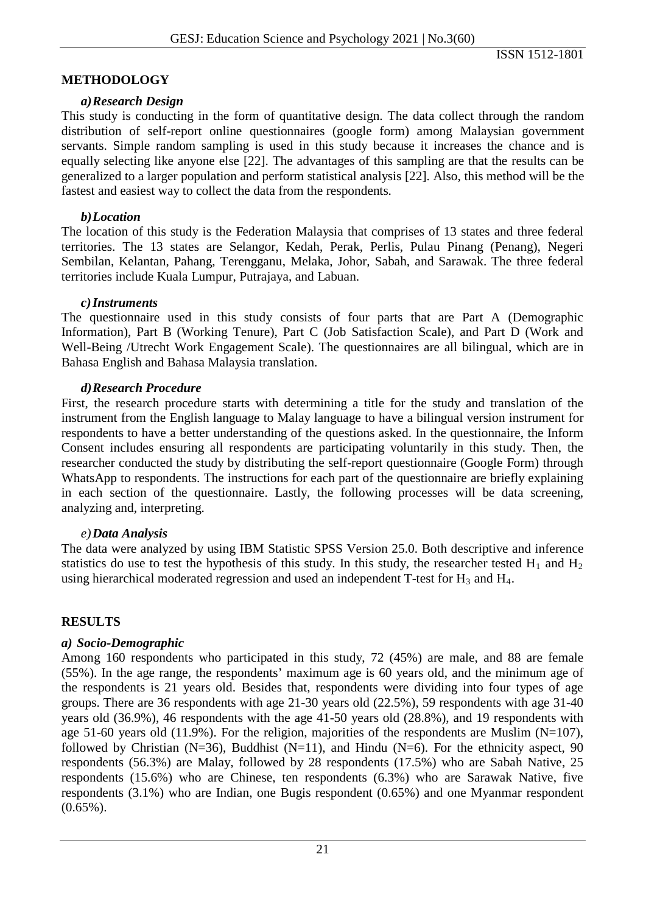## METHODOLOGY

### *a) Research Design*

This study is conducting in the form of quantitative design. The data collect through the random distribution of self-report online questionnaires (google form) among Malaysian government servants. Simple random sampling is used in this study because it increases the chance and is equally selecting like anyone else [22]. The advantages of this sampling are that the results can be generalized to a larger population and perform statistical analysis [22]. Also, this method will be the fastest and easiest way to collect the data from the respondents.

### *b) Location*

The location of this study is the Federation Malaysia that comprises of 13 states and three federal territories. The 13 states are Selangor, Kedah, Perak, Perlis, Pulau Pinang (Penang), Negeri Sembilan, Kelantan, Pahang, Terengganu, Melaka, Johor, Sabah, and Sarawak. The three federal territories include Kuala Lumpur, Putrajaya, and Labuan.

### *c) Instruments*

The questionnaire used in this study consists of four parts that are Part A (Demographic Information), Part B (Working Tenure), Part C (Job Satisfaction Scale), and Part D (Work and Well-Being /Utrecht Work Engagement Scale). The questionnaires are all bilingual, which are in Bahasa English and Bahasa Malaysia translation.

### *d) Research Procedure*

First, the research procedure starts with determining a title for the study and translation of the instrument from the English language to Malay language to have a bilingual version instrument for respondents to have a better understanding of the questions asked. In the questionnaire, the Inform Consent includes ensuring all respondents are participating voluntarily in this study. Then, the researcher conducted the study by distributing the self-report questionnaire (Google Form) through WhatsApp to respondents. The instructions for each part of the questionnaire are briefly explaining in each section of the questionnaire. Lastly, the following processes will be data screening, analyzing and, interpreting.

### *e) Data Analysis*

The data were analyzed by using IBM Statistic SPSS Version 25.0. Both descriptive and inference statistics do use to test the hypothesis of this study. In this study, the researcher tested $H_1$ and $H_2$ using hierarchical moderated regression and used an independent T-test for $H_3$ and $H_4$.

## RESULTS

### *a) Socio-Demographic*

Among 160 respondents who participated in this study, 72 (45%) are male, and 88 are female (55%). In the age range, the respondents' maximum age is 60 years old, and the minimum age of the respondents is 21 years old. Besides that, respondents were dividing into four types of age groups. There are 36 respondents with age 21-30 years old (22.5%), 59 respondents with age 31-40 years old (36.9%), 46 respondents with the age 41-50 years old (28.8%), and 19 respondents with age 51-60 years old (11.9%). For the religion, majorities of the respondents are Muslim (N=107), followed by Christian (N=36), Buddhist (N=11), and Hindu (N=6). For the ethnicity aspect, 90 respondents (56.3%) are Malay, followed by 28 respondents (17.5%) who are Sabah Native, 25 respondents (15.6%) who are Chinese, ten respondents (6.3%) who are Sarawak Native, five respondents (3.1%) who are Indian, one Bugis respondent (0.65%) and one Myanmar respondent (0.65%).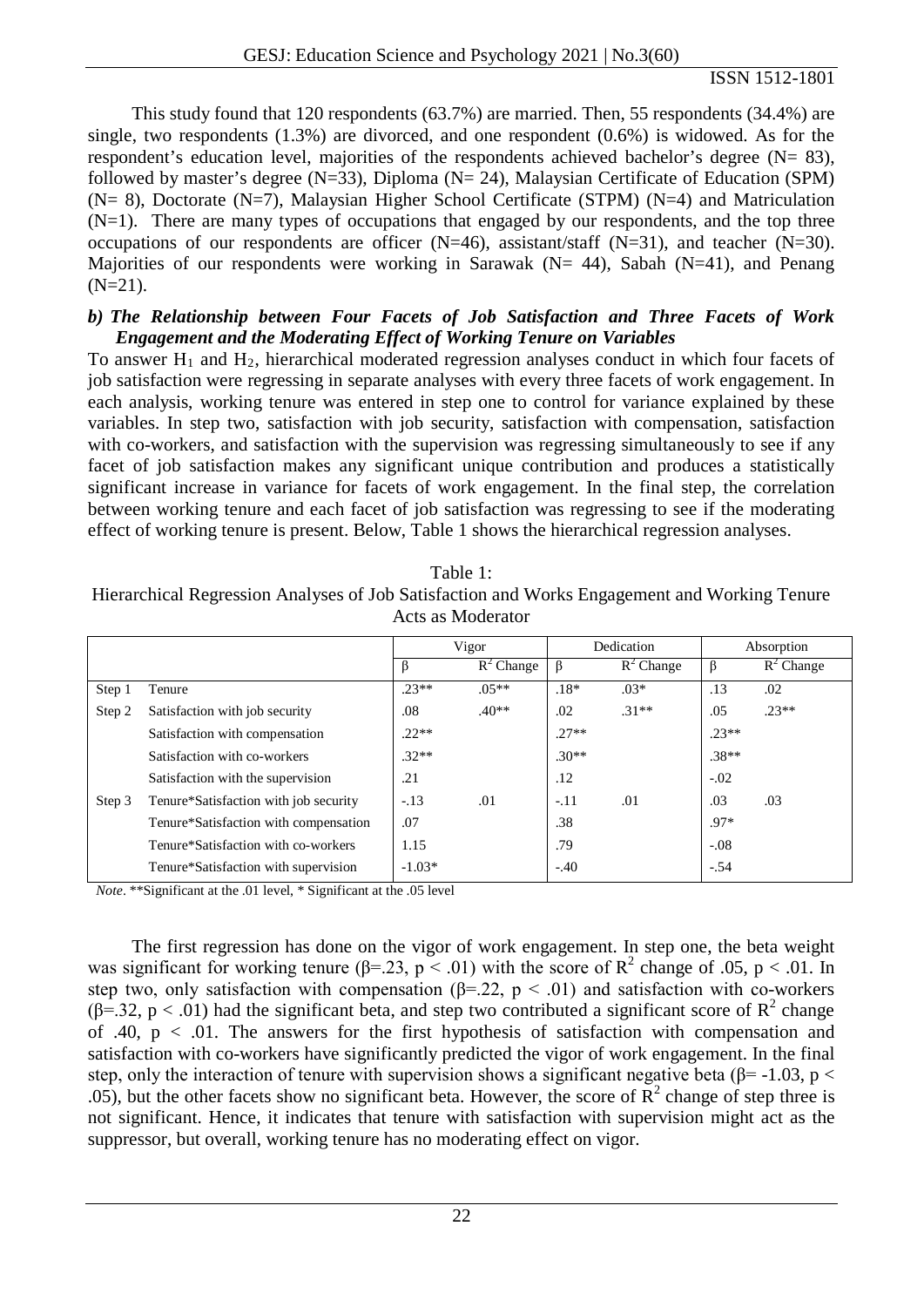This study found that 120 respondents (63.7%) are married. Then, 55 respondents (34.4%) are single, two respondents (1.3%) are divorced, and one respondent (0.6%) is widowed. As for the respondent's education level, majorities of the respondents achieved bachelor's degree (N= 83), followed by master's degree (N=33), Diploma (N= 24), Malaysian Certificate of Education (SPM) (N= 8), Doctorate (N=7), Malaysian Higher School Certificate (STPM) (N=4) and Matriculation (N=1). There are many types of occupations that engaged by our respondents, and the top three occupations of our respondents are officer (N=46), assistant/staff (N=31), and teacher (N=30). Majorities of our respondents were working in Sarawak (N= 44), Sabah (N=41), and Penang (N=21).

### *b) The Relationship between Four Facets of Job Satisfaction and Three Facets of Work Engagement and the Moderating Effect of Working Tenure on Variables*

To answer $H_1$ and $H_2$, hierarchical moderated regression analyses conduct in which four facets of job satisfaction were regressing in separate analyses with every three facets of work engagement. In each analysis, working tenure was entered in step one to control for variance explained by these variables. In step two, satisfaction with job security, satisfaction with compensation, satisfaction with co-workers, and satisfaction with the supervision was regressing simultaneously to see if any facet of job satisfaction makes any significant unique contribution and produces a statistically significant increase in variance for facets of work engagement. In the final step, the correlation between working tenure and each facet of job satisfaction was regressing to see if the moderating effect of working tenure is present. Below, Table 1 shows the hierarchical regression analyses.

Table 1:
Hierarchical Regression Analyses of Job Satisfaction and Works Engagement and Working Tenure Acts as Moderator

| | | Vigor | | Dedication | | Absorption | |
|---|---|---|---|---|---|---|---|
| | | β | $R^2$ Change | β | $R^2$ Change | β | $R^2$ Change |
| Step 1 | Tenure | .23** | .05** | .18* | .03* | .13 | .02 |
| Step 2 | Satisfaction with job security | .08 | .40** | .02 | .31** | .05 | .23** |
| | Satisfaction with compensation | .22** | | .27** | | .23** | |
| | Satisfaction with co-workers | .32** | | .30** | | .38** | |
| | Satisfaction with the supervision | .21 | | .12 | | -.02 | |
| Step 3 | Tenure*Satisfaction with job security | -.13 | .01 | -.11 | .01 | .03 | .03 |
| | Tenure*Satisfaction with compensation | .07 | | .38 | | .97* | |
| | Tenure*Satisfaction with co-workers | 1.15 | | .79 | | -.08 | |
| | Tenure*Satisfaction with supervision | -1.03* | | -.40 | | -.54 | |

*Note*. **Significant at the .01 level, * Significant at the .05 level

The first regression has done on the vigor of work engagement. In step one, the beta weight was significant for working tenure (β=.23, $p < .01$) with the score of $R^2$ change of .05, $p < .01$. In step two, only satisfaction with compensation (β=.22, $p < .01$) and satisfaction with co-workers (β=.32, $p < .01$) had the significant beta, and step two contributed a significant score of $R^2$ change of .40, $p < .01$. The answers for the first hypothesis of satisfaction with compensation and satisfaction with co-workers have significantly predicted the vigor of work engagement. In the final step, only the interaction of tenure with supervision shows a significant negative beta (β= -1.03, $p < .05$), but the other facets show no significant beta. However, the score of $R^2$ change of step three is not significant. Hence, it indicates that tenure with satisfaction with supervision might act as the suppressor, but overall, working tenure has no moderating effect on vigor.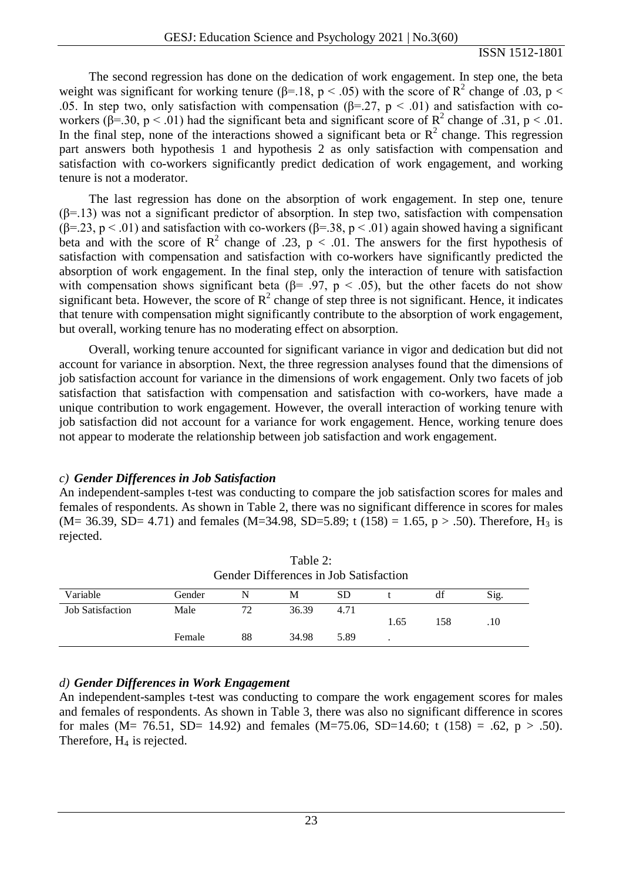The second regression has done on the dedication of work engagement. In step one, the beta weight was significant for working tenure (β=.18, $p < .05$) with the score of $R^2$ change of .03, $p < .05$. In step two, only satisfaction with compensation (β=.27, $p < .01$) and satisfaction with co-workers (β=.30, $p < .01$) had the significant beta and significant score of $R^2$ change of .31, $p < .01$. In the final step, none of the interactions showed a significant beta or $R^2$ change. This regression part answers both hypothesis 1 and hypothesis 2 as only satisfaction with compensation and satisfaction with co-workers significantly predict dedication of work engagement, and working tenure is not a moderator.

The last regression has done on the absorption of work engagement. In step one, tenure (β=.13) was not a significant predictor of absorption. In step two, satisfaction with compensation (β=.23, $p < .01$) and satisfaction with co-workers (β=.38, $p < .01$) again showed having a significant beta and with the score of $R^2$ change of .23, $p < .01$. The answers for the first hypothesis of satisfaction with compensation and satisfaction with co-workers have significantly predicted the absorption of work engagement. In the final step, only the interaction of tenure with satisfaction with compensation shows significant beta (β= .97, $p < .05$), but the other facets do not show significant beta. However, the score of $R^2$ change of step three is not significant. Hence, it indicates that tenure with compensation might significantly contribute to the absorption of work engagement, but overall, working tenure has no moderating effect on absorption.

Overall, working tenure accounted for significant variance in vigor and dedication but did not account for variance in absorption. Next, the three regression analyses found that the dimensions of job satisfaction account for variance in the dimensions of work engagement. Only two facets of job satisfaction that satisfaction with compensation and satisfaction with co-workers, have made a unique contribution to work engagement. However, the overall interaction of working tenure with job satisfaction did not account for a variance for work engagement. Hence, working tenure does not appear to moderate the relationship between job satisfaction and work engagement.

### *c) Gender Differences in Job Satisfaction*

An independent-samples t-test was conducting to compare the job satisfaction scores for males and females of respondents. As shown in Table 2, there was no significant difference in scores for males (M= 36.39, SD= 4.71) and females (M=34.98, SD=5.89; $t(158) = 1.65$, $p > .50$). Therefore, $H_3$ is rejected.

Table 2:
Gender Differences in Job Satisfaction

| Variable | Gender | N | M | SD | t | df | Sig. |
|---|---|---|---|---|---|---|---|
| Job Satisfaction | Male | 72 | 36.39 | 4.71 | 1.65 | 158 | .10 |
| | Female | 88 | 34.98 | 5.89 | . | | |

### *d) Gender Differences in Work Engagement*

An independent-samples t-test was conducting to compare the work engagement scores for males and females of respondents. As shown in Table 3, there was also no significant difference in scores for males (M= 76.51, SD= 14.92) and females (M=75.06, SD=14.60; $t(158) = .62$, $p > .50$). Therefore, $H_4$ is rejected.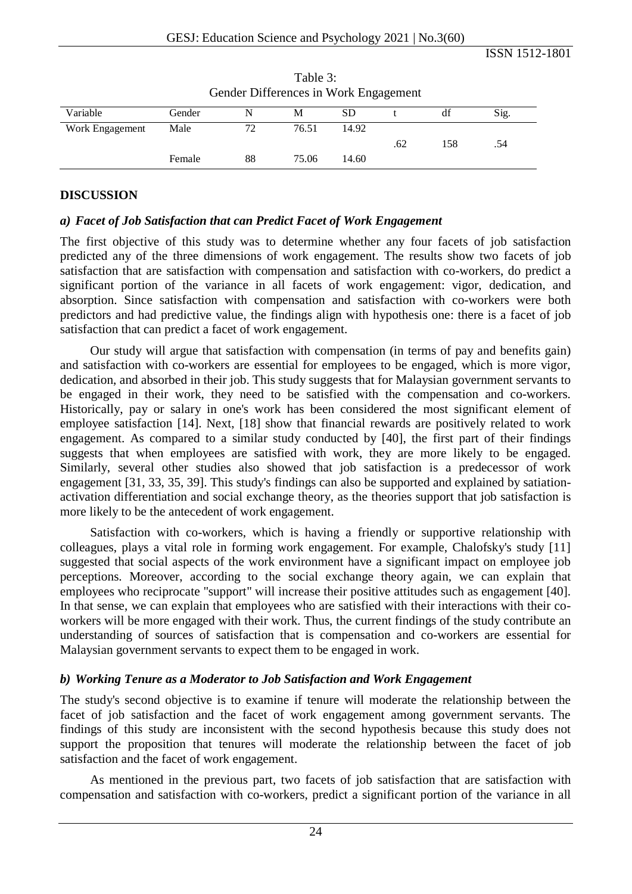Table 3:
Gender Differences in Work Engagement

| Variable | Gender | N | M | SD | t | df | Sig. |
|---|---|---|---|---|---|---|---|
| Work Engagement | Male | 72 | 76.51 | 14.92 | .62 | 158 | .54 |
| | Female | 88 | 75.06 | 14.60 | | | |

## DISCUSSION

### *a) Facet of Job Satisfaction that can Predict Facet of Work Engagement*

The first objective of this study was to determine whether any four facets of job satisfaction predicted any of the three dimensions of work engagement. The results show two facets of job satisfaction that are satisfaction with compensation and satisfaction with co-workers, do predict a significant portion of the variance in all facets of work engagement: vigor, dedication, and absorption. Since satisfaction with compensation and satisfaction with co-workers were both predictors and had predictive value, the findings align with hypothesis one: there is a facet of job satisfaction that can predict a facet of work engagement.

Our study will argue that satisfaction with compensation (in terms of pay and benefits gain) and satisfaction with co-workers are essential for employees to be engaged, which is more vigor, dedication, and absorbed in their job. This study suggests that for Malaysian government servants to be engaged in their work, they need to be satisfied with the compensation and co-workers. Historically, pay or salary in one's work has been considered the most significant element of employee satisfaction [14]. Next, [18] show that financial rewards are positively related to work engagement. As compared to a similar study conducted by [40], the first part of their findings suggests that when employees are satisfied with work, they are more likely to be engaged. Similarly, several other studies also showed that job satisfaction is a predecessor of work engagement [31, 33, 35, 39]. This study's findings can also be supported and explained by satiation-activation differentiation and social exchange theory, as the theories support that job satisfaction is more likely to be the antecedent of work engagement.

Satisfaction with co-workers, which is having a friendly or supportive relationship with colleagues, plays a vital role in forming work engagement. For example, Chalofsky's study [11] suggested that social aspects of the work environment have a significant impact on employee job perceptions. Moreover, according to the social exchange theory again, we can explain that employees who reciprocate "support" will increase their positive attitudes such as engagement [40]. In that sense, we can explain that employees who are satisfied with their interactions with their co-workers will be more engaged with their work. Thus, the current findings of the study contribute an understanding of sources of satisfaction that is compensation and co-workers are essential for Malaysian government servants to expect them to be engaged in work.

### *b) Working Tenure as a Moderator to Job Satisfaction and Work Engagement*

The study's second objective is to examine if tenure will moderate the relationship between the facet of job satisfaction and the facet of work engagement among government servants. The findings of this study are inconsistent with the second hypothesis because this study does not support the proposition that tenures will moderate the relationship between the facet of job satisfaction and the facet of work engagement.

As mentioned in the previous part, two facets of job satisfaction that are satisfaction with compensation and satisfaction with co-workers, predict a significant portion of the variance in all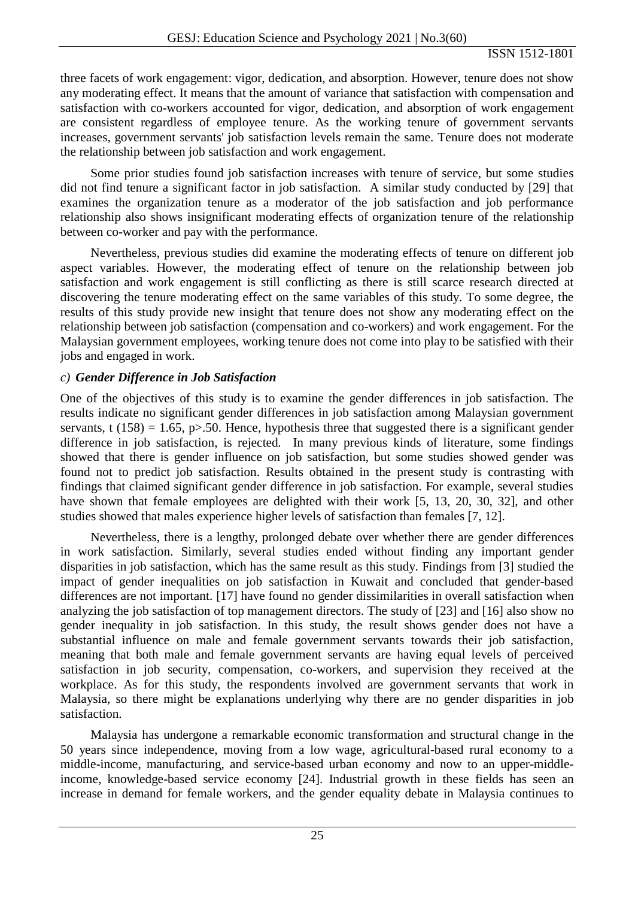three facets of work engagement: vigor, dedication, and absorption. However, tenure does not show any moderating effect. It means that the amount of variance that satisfaction with compensation and satisfaction with co-workers accounted for vigor, dedication, and absorption of work engagement are consistent regardless of employee tenure. As the working tenure of government servants increases, government servants' job satisfaction levels remain the same. Tenure does not moderate the relationship between job satisfaction and work engagement.

Some prior studies found job satisfaction increases with tenure of service, but some studies did not find tenure a significant factor in job satisfaction. A similar study conducted by [29] that examines the organization tenure as a moderator of the job satisfaction and job performance relationship also shows insignificant moderating effects of organization tenure of the relationship between co-worker and pay with the performance.

Nevertheless, previous studies did examine the moderating effects of tenure on different job aspect variables. However, the moderating effect of tenure on the relationship between job satisfaction and work engagement is still conflicting as there is still scarce research directed at discovering the tenure moderating effect on the same variables of this study. To some degree, the results of this study provide new insight that tenure does not show any moderating effect on the relationship between job satisfaction (compensation and co-workers) and work engagement. For the Malaysian government employees, working tenure does not come into play to be satisfied with their jobs and engaged in work.

### *c) Gender Difference in Job Satisfaction*

One of the objectives of this study is to examine the gender differences in job satisfaction. The results indicate no significant gender differences in job satisfaction among Malaysian government servants, $t(158) = 1.65$, $p > .50$. Hence, hypothesis three that suggested there is a significant gender difference in job satisfaction, is rejected. In many previous kinds of literature, some findings showed that there is gender influence on job satisfaction, but some studies showed gender was found not to predict job satisfaction. Results obtained in the present study is contrasting with findings that claimed significant gender difference in job satisfaction. For example, several studies have shown that female employees are delighted with their work [5, 13, 20, 30, 32], and other studies showed that males experience higher levels of satisfaction than females [7, 12].

Nevertheless, there is a lengthy, prolonged debate over whether there are gender differences in work satisfaction. Similarly, several studies ended without finding any important gender disparities in job satisfaction, which has the same result as this study. Findings from [3] studied the impact of gender inequalities on job satisfaction in Kuwait and concluded that gender-based differences are not important. [17] have found no gender dissimilarities in overall satisfaction when analyzing the job satisfaction of top management directors. The study of [23] and [16] also show no gender inequality in job satisfaction. In this study, the result shows gender does not have a substantial influence on male and female government servants towards their job satisfaction, meaning that both male and female government servants are having equal levels of perceived satisfaction in job security, compensation, co-workers, and supervision they received at the workplace. As for this study, the respondents involved are government servants that work in Malaysia, so there might be explanations underlying why there are no gender disparities in job satisfaction.

Malaysia has undergone a remarkable economic transformation and structural change in the 50 years since independence, moving from a low wage, agricultural-based rural economy to a middle-income, manufacturing, and service-based urban economy and now to an upper-middle-income, knowledge-based service economy [24]. Industrial growth in these fields has seen an increase in demand for female workers, and the gender equality debate in Malaysia continues to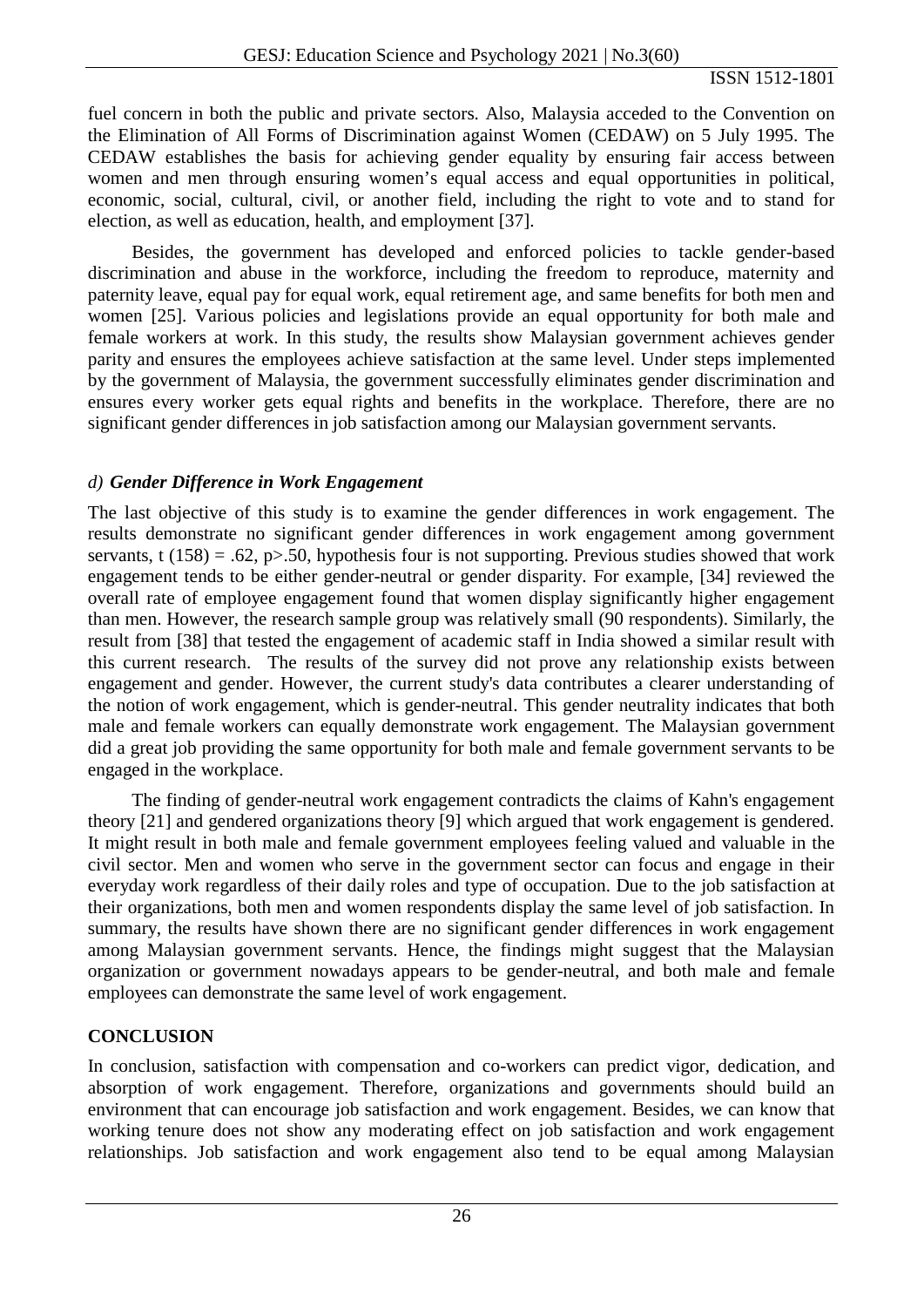fuel concern in both the public and private sectors. Also, Malaysia acceded to the Convention on the Elimination of All Forms of Discrimination against Women (CEDAW) on 5 July 1995. The CEDAW establishes the basis for achieving gender equality by ensuring fair access between women and men through ensuring women's equal access and equal opportunities in political, economic, social, cultural, civil, or another field, including the right to vote and to stand for election, as well as education, health, and employment [37].

Besides, the government has developed and enforced policies to tackle gender-based discrimination and abuse in the workforce, including the freedom to reproduce, maternity and paternity leave, equal pay for equal work, equal retirement age, and same benefits for both men and women [25]. Various policies and legislations provide an equal opportunity for both male and female workers at work. In this study, the results show Malaysian government achieves gender parity and ensures the employees achieve satisfaction at the same level. Under steps implemented by the government of Malaysia, the government successfully eliminates gender discrimination and ensures every worker gets equal rights and benefits in the workplace. Therefore, there are no significant gender differences in job satisfaction among our Malaysian government servants.

### *d) **Gender Difference in Work Engagement***

The last objective of this study is to examine the gender differences in work engagement. The results demonstrate no significant gender differences in work engagement among government servants, $t\ (158) = .62$, $p>.50$, hypothesis four is not supporting. Previous studies showed that work engagement tends to be either gender-neutral or gender disparity. For example, [34] reviewed the overall rate of employee engagement found that women display significantly higher engagement than men. However, the research sample group was relatively small (90 respondents). Similarly, the result from [38] that tested the engagement of academic staff in India showed a similar result with this current research. The results of the survey did not prove any relationship exists between engagement and gender. However, the current study's data contributes a clearer understanding of the notion of work engagement, which is gender-neutral. This gender neutrality indicates that both male and female workers can equally demonstrate work engagement. The Malaysian government did a great job providing the same opportunity for both male and female government servants to be engaged in the workplace.

The finding of gender-neutral work engagement contradicts the claims of Kahn's engagement theory [21] and gendered organizations theory [9] which argued that work engagement is gendered. It might result in both male and female government employees feeling valued and valuable in the civil sector. Men and women who serve in the government sector can focus and engage in their everyday work regardless of their daily roles and type of occupation. Due to the job satisfaction at their organizations, both men and women respondents display the same level of job satisfaction. In summary, the results have shown there are no significant gender differences in work engagement among Malaysian government servants. Hence, the findings might suggest that the Malaysian organization or government nowadays appears to be gender-neutral, and both male and female employees can demonstrate the same level of work engagement.

## CONCLUSION

In conclusion, satisfaction with compensation and co-workers can predict vigor, dedication, and absorption of work engagement. Therefore, organizations and governments should build an environment that can encourage job satisfaction and work engagement. Besides, we can know that working tenure does not show any moderating effect on job satisfaction and work engagement relationships. Job satisfaction and work engagement also tend to be equal among Malaysian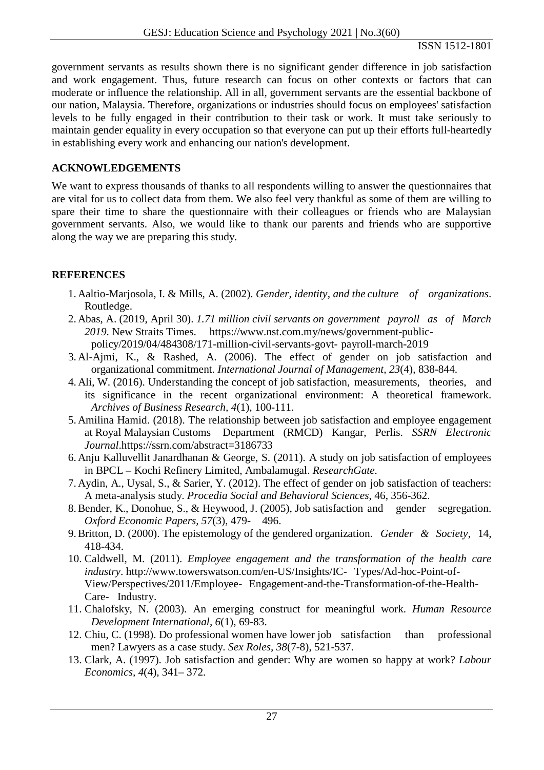government servants as results shown there is no significant gender difference in job satisfaction and work engagement. Thus, future research can focus on other contexts or factors that can moderate or influence the relationship. All in all, government servants are the essential backbone of our nation, Malaysia. Therefore, organizations or industries should focus on employees' satisfaction levels to be fully engaged in their contribution to their task or work. It must take seriously to maintain gender equality in every occupation so that everyone can put up their efforts full-heartedly in establishing every work and enhancing our nation's development.

## ACKNOWLEDGEMENTS

We want to express thousands of thanks to all respondents willing to answer the questionnaires that are vital for us to collect data from them. We also feel very thankful as some of them are willing to spare their time to share the questionnaire with their colleagues or friends who are Malaysian government servants. Also, we would like to thank our parents and friends who are supportive along the way we are preparing this study.

## REFERENCES

1. Aaltio-Marjosola, I. & Mills, A. (2002). *Gender, identity, and the culture of organizations*. Routledge.
2. Abas, A. (2019, April 30). *1.71 million civil servants on government payroll as of March 2019*. New Straits Times. https://www.nst.com.my/news/government-public-policy/2019/04/484308/171-million-civil-servants-govt- payroll-march-2019
3. Al-Ajmi, K., & Rashed, A. (2006). The effect of gender on job satisfaction and organizational commitment. *International Journal of Management, 23*(4), 838-844.
4. Ali, W. (2016). Understanding the concept of job satisfaction, measurements, theories, and its significance in the recent organizational environment: A theoretical framework. *Archives of Business Research, 4*(1), 100-111.
5. Amilina Hamid. (2018). The relationship between job satisfaction and employee engagement at Royal Malaysian Customs Department (RMCD) Kangar, Perlis. *SSRN Electronic Journal*.https://ssrn.com/abstract=3186733
6. Anju Kalluvellit Janardhanan & George, S. (2011). A study on job satisfaction of employees in BPCL – Kochi Refinery Limited, Ambalamugal. *ResearchGate.*
7. Aydin, A., Uysal, S., & Sarier, Y. (2012). The effect of gender on job satisfaction of teachers: A meta-analysis study. *Procedia Social and Behavioral Sciences*, 46, 356-362.
8. Bender, K., Donohue, S., & Heywood, J. (2005), Job satisfaction and gender segregation. *Oxford Economic Papers, 57*(3), 479- 496.
9. Britton, D. (2000). The epistemology of the gendered organization. *Gender & Society*, 14, 418-434.
10. Caldwell, M. (2011). *Employee engagement and the transformation of the health care industry*. http://www.towerswatson.com/en-US/Insights/IC- Types/Ad-hoc-Point-of-View/Perspectives/2011/Employee- Engagement-and-the-Transformation-of-the-Health-Care- Industry.
11. Chalofsky, N. (2003). An emerging construct for meaningful work. *Human Resource Development International, 6*(1), 69-83.
12. Chiu, C. (1998). Do professional women have lower job satisfaction than professional men? Lawyers as a case study. *Sex Roles, 38*(7-8), 521-537.
13. Clark, A. (1997). Job satisfaction and gender: Why are women so happy at work? *Labour Economics, 4*(4), 341– 372.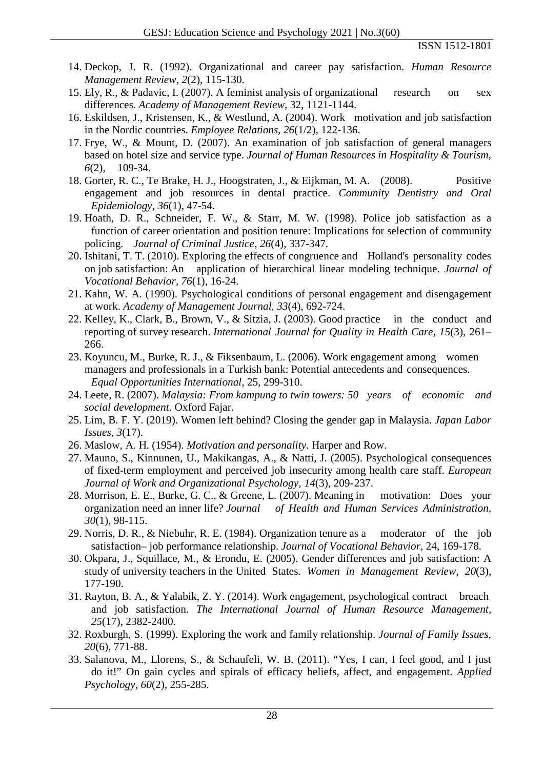14. Deckop, J. R. (1992). Organizational and career pay satisfaction. *Human Resource Management Review, 2*(2), 115-130.
15. Ely, R., & Padavic, I. (2007). A feminist analysis of organizational research on sex differences. *Academy of Management Review*, 32, 1121-1144.
16. Eskildsen, J., Kristensen, K., & Westlund, A. (2004). Work motivation and job satisfaction in the Nordic countries. *Employee Relations, 26*(1/2), 122-136.
17. Frye, W., & Mount, D. (2007). An examination of job satisfaction of general managers based on hotel size and service type. *Journal of Human Resources in Hospitality & Tourism, 6*(2), 109-34.
18. Gorter, R. C., Te Brake, H. J., Hoogstraten, J., & Eijkman, M. A. (2008). Positive engagement and job resources in dental practice. *Community Dentistry and Oral Epidemiology, 36*(1), 47-54.
19. Hoath, D. R., Schneider, F. W., & Starr, M. W. (1998). Police job satisfaction as a function of career orientation and position tenure: Implications for selection of community policing. *Journal of Criminal Justice, 26*(4), 337-347.
20. Ishitani, T. T. (2010). Exploring the effects of congruence and Holland's personality codes on job satisfaction: An application of hierarchical linear modeling technique. *Journal of Vocational Behavior, 76*(1), 16-24.
21. Kahn, W. A. (1990). Psychological conditions of personal engagement and disengagement at work. *Academy of Management Journal, 33*(4), 692-724.
22. Kelley, K., Clark, B., Brown, V., & Sitzia, J. (2003). Good practice in the conduct and reporting of survey research. *International Journal for Quality in Health Care*, *15*(3), 261–266.
23. Koyuncu, M., Burke, R. J., & Fiksenbaum, L. (2006). Work engagement among women managers and professionals in a Turkish bank: Potential antecedents and consequences. *Equal Opportunities International*, 25, 299-310.
24. Leete, R. (2007). *Malaysia: From kampung to twin towers: 50 years of economic and social development*. Oxford Fajar.
25. Lim, B. F. Y. (2019). Women left behind? Closing the gender gap in Malaysia. *Japan Labor Issues, 3*(17).
26. Maslow, A. H. (1954). *Motivation and personality.* Harper and Row.
27. Mauno, S., Kinnunen, U., Makikangas, A., & Natti, J. (2005). Psychological consequences of fixed-term employment and perceived job insecurity among health care staff. *European Journal of Work and Organizational Psychology, 14*(3), 209-237.
28. Morrison, E. E., Burke, G. C., & Greene, L. (2007). Meaning in motivation: Does your organization need an inner life? *Journal of Health and Human Services Administration, 30*(1), 98-115.
29. Norris, D. R., & Niebuhr, R. E. (1984). Organization tenure as a moderator of the job satisfaction– job performance relationship. *Journal of Vocational Behavior,* 24, 169-178.
30. Okpara, J., Squillace, M., & Erondu, E. (2005). Gender differences and job satisfaction: A study of university teachers in the United States. *Women in Management Review, 20*(3), 177-190.
31. Rayton, B. A., & Yalabik, Z. Y. (2014). Work engagement, psychological contract breach and job satisfaction. *The International Journal of Human Resource Management, 25*(17), 2382-2400.
32. Roxburgh, S. (1999). Exploring the work and family relationship. *Journal of Family Issues, 20*(6), 771-88.
33. Salanova, M., Llorens, S., & Schaufeli, W. B. (2011). "Yes, I can, I feel good, and I just do it!" On gain cycles and spirals of efficacy beliefs, affect, and engagement. *Applied Psychology, 60*(2), 255-285.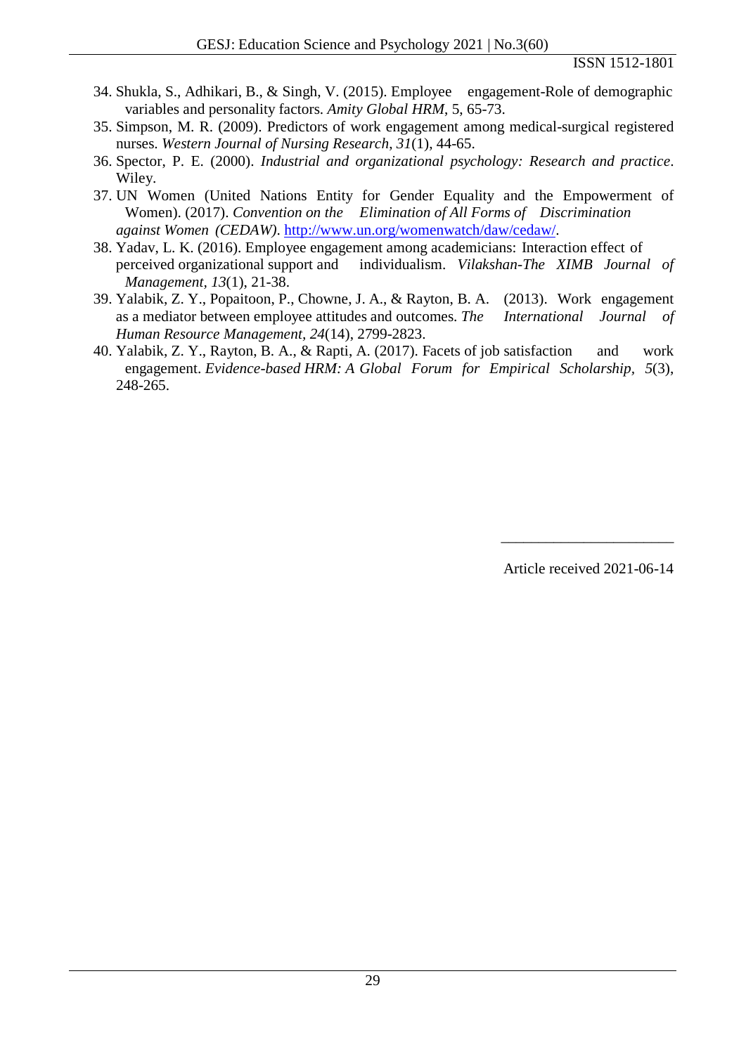34. Shukla, S., Adhikari, B., & Singh, V. (2015). Employee engagement-Role of demographic variables and personality factors. *Amity Global HRM*, 5, 65-73.
35. Simpson, M. R. (2009). Predictors of work engagement among medical-surgical registered nurses. *Western Journal of Nursing Research*, *31*(1), 44-65.
36. Spector, P. E. (2000). *Industrial and organizational psychology: Research and practice*. Wiley.
37. UN Women (United Nations Entity for Gender Equality and the Empowerment of Women). (2017). *Convention on the Elimination of All Forms of Discrimination against Women (CEDAW)*. http://www.un.org/womenwatch/daw/cedaw/.
38. Yadav, L. K. (2016). Employee engagement among academicians: Interaction effect of perceived organizational support and individualism. *Vilakshan-The XIMB Journal of Management*, *13*(1), 21-38.
39. Yalabik, Z. Y., Popaitoon, P., Chowne, J. A., & Rayton, B. A. (2013). Work engagement as a mediator between employee attitudes and outcomes. *The International Journal of Human Resource Management*, *24*(14), 2799-2823.
40. Yalabik, Z. Y., Rayton, B. A., & Rapti, A. (2017). Facets of job satisfaction and work engagement. *Evidence-based HRM: A Global Forum for Empirical Scholarship*, *5*(3), 248-265.

---

Article received 2021-06-14